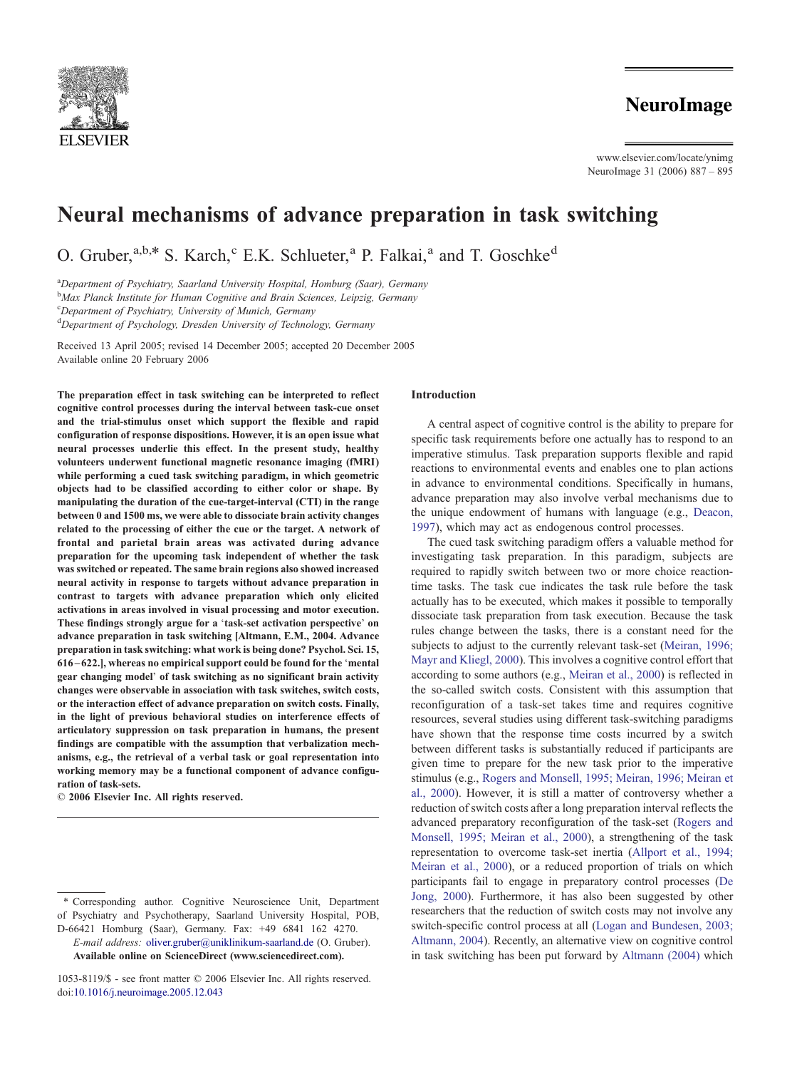# Neural mechanisms of advance preparation in task switching

O. Gruber,[a,b,*] S. Karch,[c] E.K. Schlueter,[a] P. Falkai,[a] and T. Goschke[d]

[a]*Department of Psychiatry, Saarland University Hospital, Homburg (Saar), Germany*
[b]*Max Planck Institute for Human Cognitive and Brain Sciences, Leipzig, Germany*
[c]*Department of Psychiatry, University of Munich, Germany*
[d]*Department of Psychology, Dresden University of Technology, Germany*

Received 13 April 2005; revised 14 December 2005; accepted 20 December 2005
Available online 20 February 2006

**The preparation effect in task switching can be interpreted to reflect cognitive control processes during the interval between task-cue onset and the trial-stimulus onset which support the flexible and rapid configuration of response dispositions. However, it is an open issue what neural processes underlie this effect. In the present study, healthy volunteers underwent functional magnetic resonance imaging (fMRI) while performing a cued task switching paradigm, in which geometric objects had to be classified according to either color or shape. By manipulating the duration of the cue-target-interval (CTI) in the range between 0 and 1500 ms, we were able to dissociate brain activity changes related to the processing of either the cue or the target. A network of frontal and parietal brain areas was activated during advance preparation for the upcoming task independent of whether the task was switched or repeated. The same brain regions also showed increased neural activity in response to targets without advance preparation in contrast to targets with advance preparation which only elicited activations in areas involved in visual processing and motor execution. These findings strongly argue for a 'task-set activation perspective' on advance preparation in task switching [Altmann, E.M., 2004. Advance preparation in task switching: what work is being done? Psychol. Sci. 15, 616–622.], whereas no empirical support could be found for the 'mental gear changing model' of task switching as no significant brain activity changes were observable in association with task switches, switch costs, or the interaction effect of advance preparation on switch costs. Finally, in the light of previous behavioral studies on interference effects of articulatory suppression on task preparation in humans, the present findings are compatible with the assumption that verbalization mechanisms, e.g., the retrieval of a verbal task or goal representation into working memory may be a functional component of advance configuration of task-sets.**

**© 2006 Elsevier Inc. All rights reserved.**

## Introduction

A central aspect of cognitive control is the ability to prepare for specific task requirements before one actually has to respond to an imperative stimulus. Task preparation supports flexible and rapid reactions to environmental events and enables one to plan actions in advance to environmental conditions. Specifically in humans, advance preparation may also involve verbal mechanisms due to the unique endowment of humans with language (e.g., Deacon, 1997), which may act as endogenous control processes.

The cued task switching paradigm offers a valuable method for investigating task preparation. In this paradigm, subjects are required to rapidly switch between two or more choice reaction-time tasks. The task cue indicates the task rule before the task actually has to be executed, which makes it possible to temporally dissociate task preparation from task execution. Because the task rules change between the tasks, there is a constant need for the subjects to adjust to the currently relevant task-set (Meiran, 1996; Mayr and Kliegl, 2000). This involves a cognitive control effort that according to some authors (e.g., Meiran et al., 2000) is reflected in the so-called switch costs. Consistent with this assumption that reconfiguration of a task-set takes time and requires cognitive resources, several studies using different task-switching paradigms have shown that the response time costs incurred by a switch between different tasks is substantially reduced if participants are given time to prepare for the new task prior to the imperative stimulus (e.g., Rogers and Monsell, 1995; Meiran, 1996; Meiran et al., 2000). However, it is still a matter of controversy whether a reduction of switch costs after a long preparation interval reflects the advanced preparatory reconfiguration of the task-set (Rogers and Monsell, 1995; Meiran et al., 2000), a strengthening of the task representation to overcome task-set inertia (Allport et al., 1994; Meiran et al., 2000), or a reduced proportion of trials on which participants fail to engage in preparatory control processes (De Jong, 2000). Furthermore, it has also been suggested by other researchers that the reduction of switch costs may not involve any switch-specific control process at all (Logan and Bundesen, 2003; Altmann, 2004). Recently, an alternative view on cognitive control in task switching has been put forward by Altmann (2004) which

---

\* Corresponding author. Cognitive Neuroscience Unit, Department of Psychiatry and Psychotherapy, Saarland University Hospital, POB, D-66421 Homburg (Saar), Germany. Fax: +49 6841 162 4270.

*E-mail address:* oliver.gruber@uniklinikum-saarland.de (O. Gruber).

**Available online on ScienceDirect (www.sciencedirect.com).**

1053-8119/$ - see front matter © 2006 Elsevier Inc. All rights reserved.
doi:10.1016/j.neuroimage.2005.12.043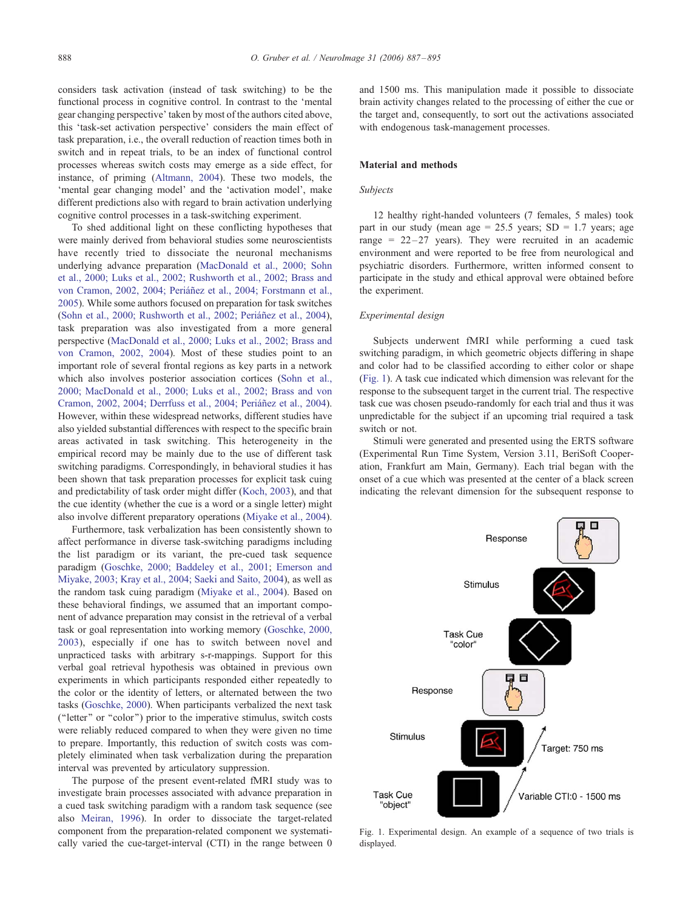considers task activation (instead of task switching) to be the functional process in cognitive control. In contrast to the 'mental gear changing perspective' taken by most of the authors cited above, this 'task-set activation perspective' considers the main effect of task preparation, i.e., the overall reduction of reaction times both in switch and in repeat trials, to be an index of functional control processes whereas switch costs may emerge as a side effect, for instance, of priming (Altmann, 2004). These two models, the 'mental gear changing model' and the 'activation model', make different predictions also with regard to brain activation underlying cognitive control processes in a task-switching experiment.

To shed additional light on these conflicting hypotheses that were mainly derived from behavioral studies some neuroscientists have recently tried to dissociate the neuronal mechanisms underlying advance preparation (MacDonald et al., 2000; Sohn et al., 2000; Luks et al., 2002; Rushworth et al., 2002; Brass and von Cramon, 2002, 2004; Periáñez et al., 2004; Forstmann et al., 2005). While some authors focused on preparation for task switches (Sohn et al., 2000; Rushworth et al., 2002; Periáñez et al., 2004), task preparation was also investigated from a more general perspective (MacDonald et al., 2000; Luks et al., 2002; Brass and von Cramon, 2002, 2004). Most of these studies point to an important role of several frontal regions as key parts in a network which also involves posterior association cortices (Sohn et al., 2000; MacDonald et al., 2000; Luks et al., 2002; Brass and von Cramon, 2002, 2004; Derrfuss et al., 2004; Periáñez et al., 2004). However, within these widespread networks, different studies have also yielded substantial differences with respect to the specific brain areas activated in task switching. This heterogeneity in the empirical record may be mainly due to the use of different task switching paradigms. Correspondingly, in behavioral studies it has been shown that task preparation processes for explicit task cuing and predictability of task order might differ (Koch, 2003), and that the cue identity (whether the cue is a word or a single letter) might also involve different preparatory operations (Miyake et al., 2004).

Furthermore, task verbalization has been consistently shown to affect performance in diverse task-switching paradigms including the list paradigm or its variant, the pre-cued task sequence paradigm (Goschke, 2000; Baddeley et al., 2001; Emerson and Miyake, 2003; Kray et al., 2004; Saeki and Saito, 2004), as well as the random task cuing paradigm (Miyake et al., 2004). Based on these behavioral findings, we assumed that an important component of advance preparation may consist in the retrieval of a verbal task or goal representation into working memory (Goschke, 2000, 2003), especially if one has to switch between novel and unpracticed tasks with arbitrary s-r-mappings. Support for this verbal goal retrieval hypothesis was obtained in previous own experiments in which participants responded either repeatedly to the color or the identity of letters, or alternated between the two tasks (Goschke, 2000). When participants verbalized the next task ("letter" or "color") prior to the imperative stimulus, switch costs were reliably reduced compared to when they were given no time to prepare. Importantly, this reduction of switch costs was completely eliminated when task verbalization during the preparation interval was prevented by articulatory suppression.

The purpose of the present event-related fMRI study was to investigate brain processes associated with advance preparation in a cued task switching paradigm with a random task sequence (see also Meiran, 1996). In order to dissociate the target-related component from the preparation-related component we systematically varied the cue-target-interval (CTI) in the range between 0 and 1500 ms. This manipulation made it possible to dissociate brain activity changes related to the processing of either the cue or the target and, consequently, to sort out the activations associated with endogenous task-management processes.

## Material and methods

### *Subjects*

12 healthy right-handed volunteers (7 females, 5 males) took part in our study (mean age = 25.5 years; SD = 1.7 years; age range = 22–27 years). They were recruited in an academic environment and were reported to be free from neurological and psychiatric disorders. Furthermore, written informed consent to participate in the study and ethical approval were obtained before the experiment.

### *Experimental design*

Subjects underwent fMRI while performing a cued task switching paradigm, in which geometric objects differing in shape and color had to be classified according to either color or shape (Fig. 1). A task cue indicated which dimension was relevant for the respective response to the subsequent target in the current trial. The respective task cue was chosen pseudo-randomly for each trial and thus it was unpredictable for the subject if an upcoming trial required a task switch or not.

Stimuli were generated and presented using the ERTS software (Experimental Run Time System, Version 3.11, BeriSoft Cooperation, Frankfurt am Main, Germany). Each trial began with the onset of a cue which was presented at the center of a black screen indicating the relevant dimension for the subsequent response to

Fig. 1. Experimental design. An example of a sequence of two trials is displayed.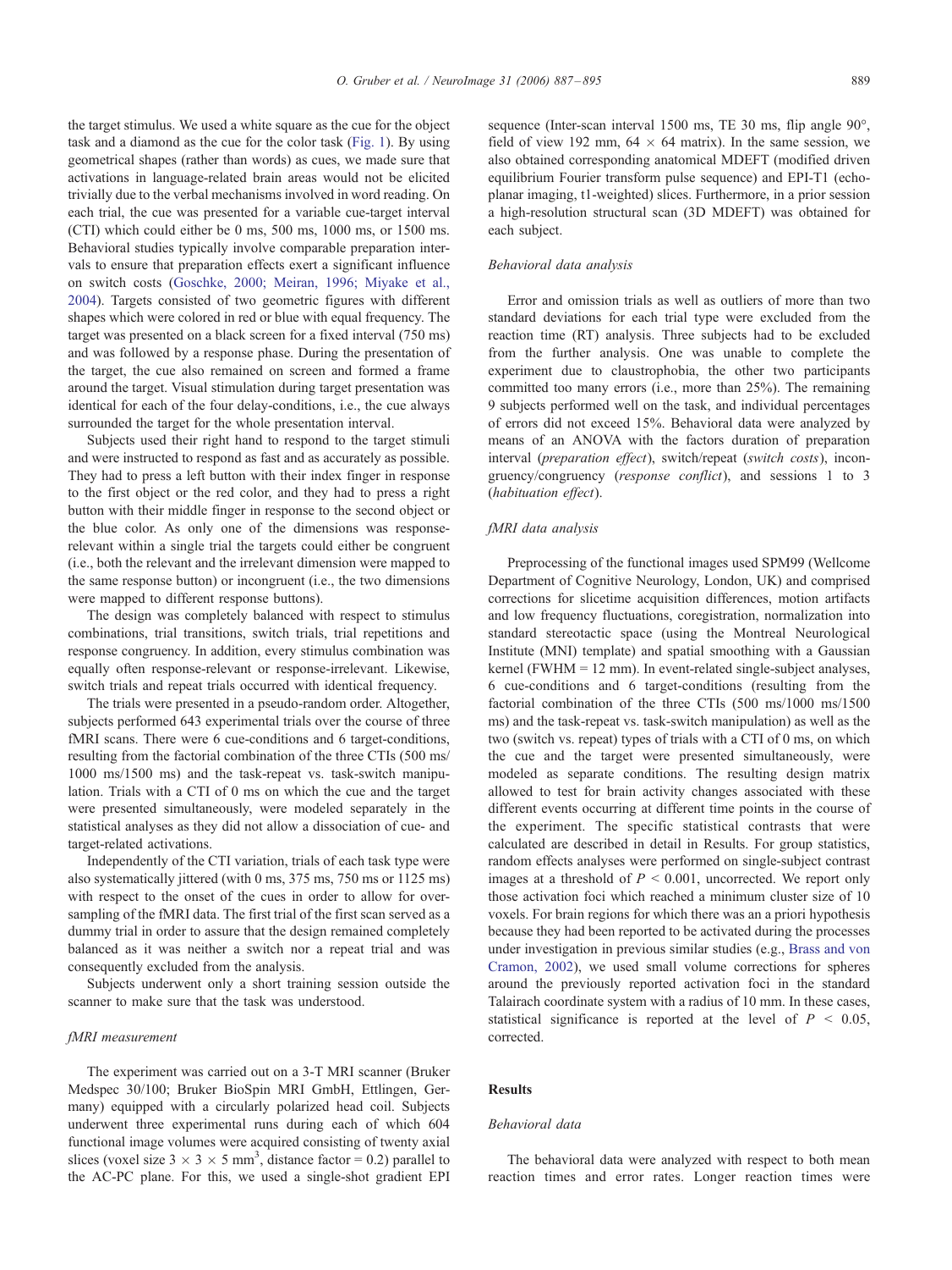the target stimulus. We used a white square as the cue for the object task and a diamond as the cue for the color task (Fig. 1). By using geometrical shapes (rather than words) as cues, we made sure that activations in language-related brain areas would not be elicited trivially due to the verbal mechanisms involved in word reading. On each trial, the cue was presented for a variable cue-target interval (CTI) which could either be 0 ms, 500 ms, 1000 ms, or 1500 ms. Behavioral studies typically involve comparable preparation intervals to ensure that preparation effects exert a significant influence on switch costs (Goschke, 2000; Meiran, 1996; Miyake et al., 2004). Targets consisted of two geometric figures with different shapes which were colored in red or blue with equal frequency. The target was presented on a black screen for a fixed interval (750 ms) and was followed by a response phase. During the presentation of the target, the cue also remained on screen and formed a frame around the target. Visual stimulation during target presentation was identical for each of the four delay-conditions, i.e., the cue always surrounded the target for the whole presentation interval.

Subjects used their right hand to respond to the target stimuli and were instructed to respond as fast and as accurately as possible. They had to press a left button with their index finger in response to the first object or the red color, and they had to press a right button with their middle finger in response to the second object or the blue color. As only one of the dimensions was response-relevant within a single trial the targets could either be congruent (i.e., both the relevant and the irrelevant dimension were mapped to the same response button) or incongruent (i.e., the two dimensions were mapped to different response buttons).

The design was completely balanced with respect to stimulus combinations, trial transitions, switch trials, trial repetitions and response congruency. In addition, every stimulus combination was equally often response-relevant or response-irrelevant. Likewise, switch trials and repeat trials occurred with identical frequency.

The trials were presented in a pseudo-random order. Altogether, subjects performed 643 experimental trials over the course of three fMRI scans. There were 6 cue-conditions and 6 target-conditions, resulting from the factorial combination of the three CTIs (500 ms/1000 ms/1500 ms) and the task-repeat vs. task-switch manipulation. Trials with a CTI of 0 ms on which the cue and the target were presented simultaneously, were modeled separately in the statistical analyses as they did not allow a dissociation of cue- and target-related activations.

Independently of the CTI variation, trials of each task type were also systematically jittered (with 0 ms, 375 ms, 750 ms or 1125 ms) with respect to the onset of the cues in order to allow for oversampling of the fMRI data. The first trial of the first scan served as a dummy trial in order to assure that the design remained completely balanced as it was neither a switch nor a repeat trial and was consequently excluded from the analysis.

Subjects underwent only a short training session outside the scanner to make sure that the task was understood.

### fMRI measurement

The experiment was carried out on a 3-T MRI scanner (Bruker Medspec 30/100; Bruker BioSpin MRI GmbH, Ettlingen, Germany) equipped with a circularly polarized head coil. Subjects underwent three experimental runs during each of which 604 functional image volumes were acquired consisting of twenty axial slices (voxel size $3 \times 3 \times 5$ mm$^3$, distance factor = 0.2) parallel to the AC-PC plane. For this, we used a single-shot gradient EPI sequence (Inter-scan interval 1500 ms, TE 30 ms, flip angle 90°, field of view 192 mm, $64 \times 64$ matrix). In the same session, we also obtained corresponding anatomical MDEFT (modified driven equilibrium Fourier transform pulse sequence) and EPI-T1 (echo-planar imaging, t1-weighted) slices. Furthermore, in a prior session a high-resolution structural scan (3D MDEFT) was obtained for each subject.

### Behavioral data analysis

Error and omission trials as well as outliers of more than two standard deviations for each trial type were excluded from the reaction time (RT) analysis. Three subjects had to be excluded from the further analysis. One was unable to complete the experiment due to claustrophobia, the other two participants committed too many errors (i.e., more than 25%). The remaining 9 subjects performed well on the task, and individual percentages of errors did not exceed 15%. Behavioral data were analyzed by means of an ANOVA with the factors duration of preparation interval (*preparation effect*), switch/repeat (*switch costs*), incongruency/congruency (*response conflict*), and sessions 1 to 3 (*habituation effect*).

### fMRI data analysis

Preprocessing of the functional images used SPM99 (Wellcome Department of Cognitive Neurology, London, UK) and comprised corrections for slicetime acquisition differences, motion artifacts and low frequency fluctuations, coregistration, normalization into standard stereotactic space (using the Montreal Neurological Institute (MNI) template) and spatial smoothing with a Gaussian kernel (FWHM = 12 mm). In event-related single-subject analyses, 6 cue-conditions and 6 target-conditions (resulting from the factorial combination of the three CTIs (500 ms/1000 ms/1500 ms) and the task-repeat vs. task-switch manipulation) as well as the two (switch vs. repeat) types of trials with a CTI of 0 ms, on which the cue and the target were presented simultaneously, were modeled as separate conditions. The resulting design matrix allowed to test for brain activity changes associated with these different events occurring at different time points in the course of the experiment. The specific statistical contrasts that were calculated are described in detail in Results. For group statistics, random effects analyses were performed on single-subject contrast images at a threshold of $P < 0.001$, uncorrected. We report only those activation foci which reached a minimum cluster size of 10 voxels. For brain regions for which there was an a priori hypothesis because they had been reported to be activated during the processes under investigation in previous similar studies (e.g., Brass and von Cramon, 2002), we used small volume corrections for spheres around the previously reported activation foci in the standard Talairach coordinate system with a radius of 10 mm. In these cases, statistical significance is reported at the level of $P < 0.05$, corrected.

## Results

### Behavioral data

The behavioral data were analyzed with respect to both mean reaction times and error rates. Longer reaction times were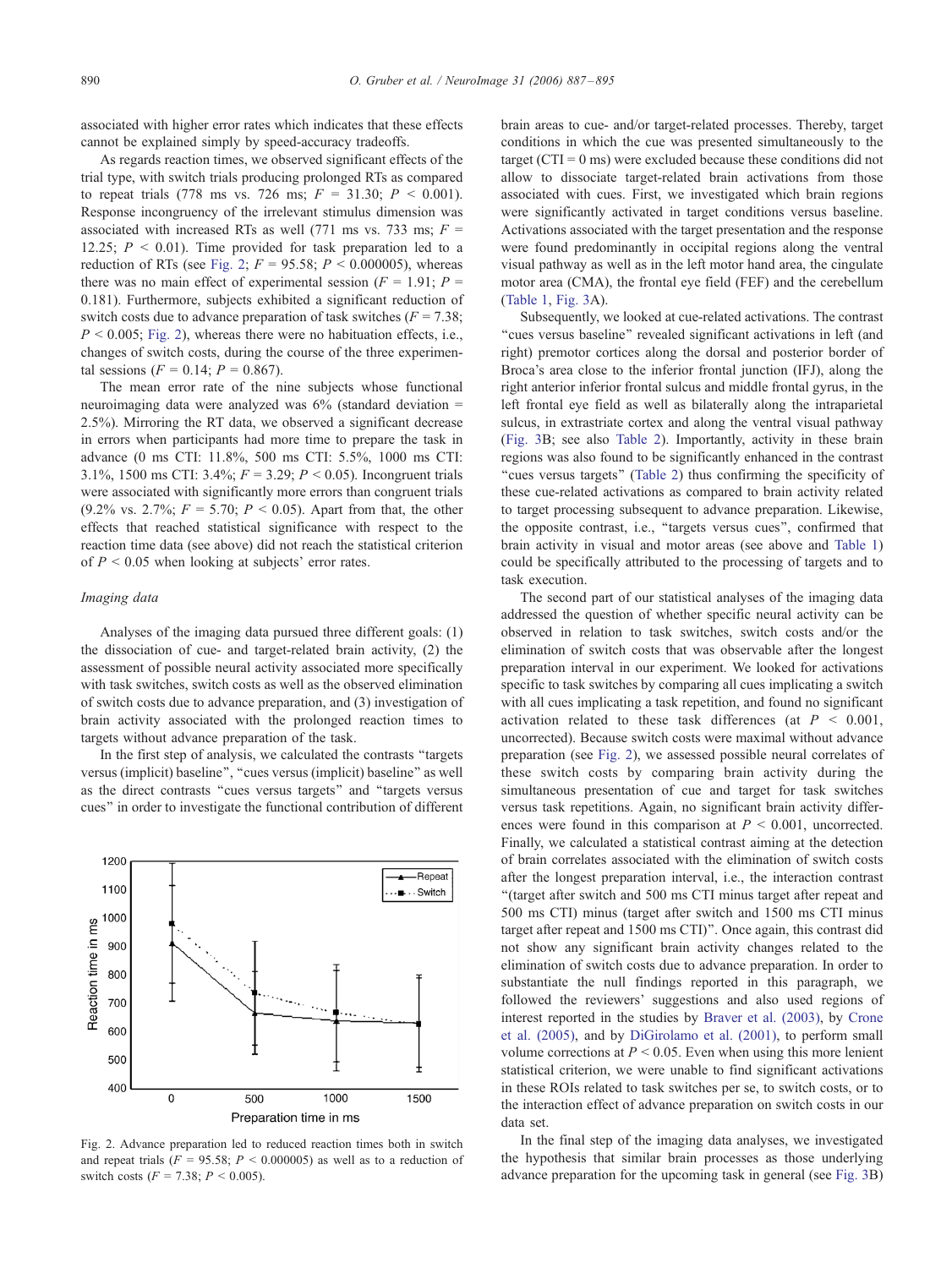associated with higher error rates which indicates that these effects cannot be explained simply by speed-accuracy tradeoffs.

As regards reaction times, we observed significant effects of the trial type, with switch trials producing prolonged RTs as compared to repeat trials (778 ms vs. 726 ms; $F$ = 31.30; $P$ < 0.001). Response incongruency of the irrelevant stimulus dimension was associated with increased RTs as well (771 ms vs. 733 ms; $F$ = 12.25; $P$ < 0.01). Time provided for task preparation led to a reduction of RTs (see Fig. 2; $F$ = 95.58; $P$ < 0.000005), whereas there was no main effect of experimental session ($F$ = 1.91; $P$ = 0.181). Furthermore, subjects exhibited a significant reduction of switch costs due to advance preparation of task switches ($F$ = 7.38; $P$ < 0.005; Fig. 2), whereas there were no habituation effects, i.e., changes of switch costs, during the course of the three experimental sessions ($F$ = 0.14; $P$ = 0.867).

The mean error rate of the nine subjects whose functional neuroimaging data were analyzed was 6% (standard deviation = 2.5%). Mirroring the RT data, we observed a significant decrease in errors when participants had more time to prepare the task in advance (0 ms CTI: 11.8%, 500 ms CTI: 5.5%, 1000 ms CTI: 3.1%, 1500 ms CTI: 3.4%; $F$ = 3.29; $P$ < 0.05). Incongruent trials were associated with significantly more errors than congruent trials (9.2% vs. 2.7%; $F$ = 5.70; $P$ < 0.05). Apart from that, the other effects that reached statistical significance with respect to the reaction time data (see above) did not reach the statistical criterion of $P$ < 0.05 when looking at subjects' error rates.

*Imaging data*

Analyses of the imaging data pursued three different goals: (1) the dissociation of cue- and target-related brain activity, (2) the assessment of possible neural activity associated more specifically with task switches, switch costs as well as the observed elimination of switch costs due to advance preparation, and (3) investigation of brain activity associated with the prolonged reaction times to targets without advance preparation of the task.

In the first step of analysis, we calculated the contrasts "targets versus (implicit) baseline", "cues versus (implicit) baseline" as well as the direct contrasts "cues versus targets" and "targets versus cues" in order to investigate the functional contribution of different brain areas to cue- and/or target-related processes. Thereby, target conditions in which the cue was presented simultaneously to the target (CTI = 0 ms) were excluded because these conditions did not allow to dissociate target-related brain activations from those associated with cues. First, we investigated which brain regions were significantly activated in target conditions versus baseline. Activations associated with the target presentation and the response were found predominantly in occipital regions along the ventral visual pathway as well as in the left motor hand area, the cingulate motor area (CMA), the frontal eye field (FEF) and the cerebellum (Table 1, Fig. 3A).

Subsequently, we looked at cue-related activations. The contrast "cues versus baseline" revealed significant activations in left (and right) premotor cortices along the dorsal and posterior border of Broca's area close to the inferior frontal junction (IFJ), along the right anterior inferior frontal sulcus and middle frontal gyrus, in the left frontal eye field as well as bilaterally along the intraparietal sulcus, in extrastriate cortex and along the ventral visual pathway (Fig. 3B; see also Table 2). Importantly, activity in these brain regions was also found to be significantly enhanced in the contrast "cues versus targets" (Table 2) thus confirming the specificity of these cue-related activations as compared to brain activity related to target processing subsequent to advance preparation. Likewise, the opposite contrast, i.e., "targets versus cues", confirmed that brain activity in visual and motor areas (see above and Table 1) could be specifically attributed to the processing of targets and to task execution.

The second part of our statistical analyses of the imaging data addressed the question of whether specific neural activity can be observed in relation to task switches, switch costs and/or the elimination of switch costs that was observable after the longest preparation interval in our experiment. We looked for activations specific to task switches by comparing all cues implicating a switch with all cues implicating a task repetition, and found no significant activation related to these task differences (at $P$ < 0.001, uncorrected). Because switch costs were maximal without advance preparation (see Fig. 2), we assessed possible neural correlates of these switch costs by comparing brain activity during the simultaneous presentation of cue and target for task switches versus task repetitions. Again, no significant brain activity differences were found in this comparison at $P$ < 0.001, uncorrected. Finally, we calculated a statistical contrast aiming at the detection of brain correlates associated with the elimination of switch costs after the longest preparation interval, i.e., the interaction contrast "(target after switch and 500 ms CTI minus target after repeat and 500 ms CTI) minus (target after switch and 1500 ms CTI minus target after repeat and 1500 ms CTI)". Once again, this contrast did not show any significant brain activity changes related to the elimination of switch costs due to advance preparation. In order to substantiate the null findings reported in this paragraph, we followed the reviewers' suggestions and also used regions of interest reported in the studies by Braver et al. (2003), by Crone et al. (2005), and by DiGirolamo et al. (2001), to perform small volume corrections at $P$ < 0.05. Even when using this more lenient statistical criterion, we were unable to find significant activations in these ROIs related to task switches per se, to switch costs, or to the interaction effect of advance preparation on switch costs in our data set.

In the final step of the imaging data analyses, we investigated the hypothesis that similar brain processes as those underlying advance preparation for the upcoming task in general (see Fig. 3B)

Fig. 2. Advance preparation led to reduced reaction times both in switch and repeat trials ($F$ = 95.58; $P$ < 0.000005) as well as to a reduction of switch costs ($F$ = 7.38; $P$ < 0.005).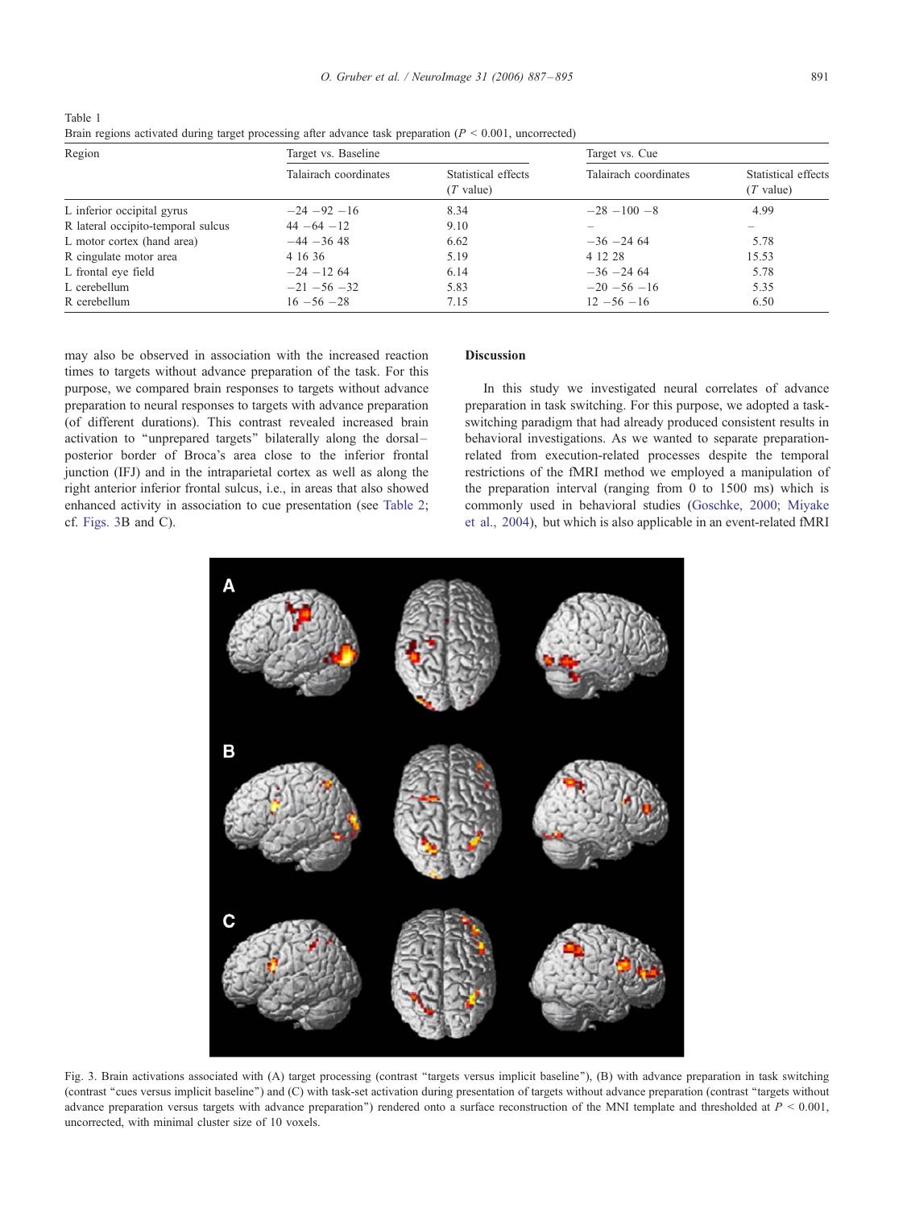Table 1

Brain regions activated during target processing after advance task preparation ($P < 0.001$, uncorrected)

| Region | Target vs. Baseline | | Target vs. Cue | |
|---|---|---|---|---|
| | Talairach coordinates | Statistical effects ($T$ value) | Talairach coordinates | Statistical effects ($T$ value) |
| L inferior occipital gyrus | −24 −92 −16 | 8.34 | −28 −100 −8 | 4.99 |
| R lateral occipito-temporal sulcus | 44 −64 −12 | 9.10 | – | – |
| L motor cortex (hand area) | −44 −36 48 | 6.62 | −36 −24 64 | 5.78 |
| R cingulate motor area | 4 16 36 | 5.19 | 4 12 28 | 15.53 |
| L frontal eye field | −24 −12 64 | 6.14 | −36 −24 64 | 5.78 |
| L cerebellum | −21 −56 −32 | 5.83 | −20 −56 −16 | 5.35 |
| R cerebellum | 16 −56 −28 | 7.15 | 12 −56 −16 | 6.50 |

may also be observed in association with the increased reaction times to targets without advance preparation of the task. For this purpose, we compared brain responses to targets without advance preparation to neural responses to targets with advance preparation (of different durations). This contrast revealed increased brain activation to "unprepared targets" bilaterally along the dorsal–posterior border of Broca's area close to the inferior frontal junction (IFJ) and in the intraparietal cortex as well as along the right anterior inferior frontal sulcus, i.e., in areas that also showed enhanced activity in association to cue presentation (see Table 2; cf. Figs. 3B and C).

## Discussion

In this study we investigated neural correlates of advance preparation in task switching. For this purpose, we adopted a task-switching paradigm that had already produced consistent results in behavioral investigations. As we wanted to separate preparation-related from execution-related processes despite the temporal restrictions of the fMRI method we employed a manipulation of the preparation interval (ranging from 0 to 1500 ms) which is commonly used in behavioral studies (Goschke, 2000; Miyake et al., 2004), but which is also applicable in an event-related fMRI

Fig. 3. Brain activations associated with (A) target processing (contrast "targets versus implicit baseline"), (B) with advance preparation in task switching (contrast "cues versus implicit baseline") and (C) with task-set activation during presentation of targets without advance preparation (contrast "targets without advance preparation versus targets with advance preparation") rendered onto a surface reconstruction of the MNI template and thresholded at $P < 0.001$, uncorrected, with minimal cluster size of 10 voxels.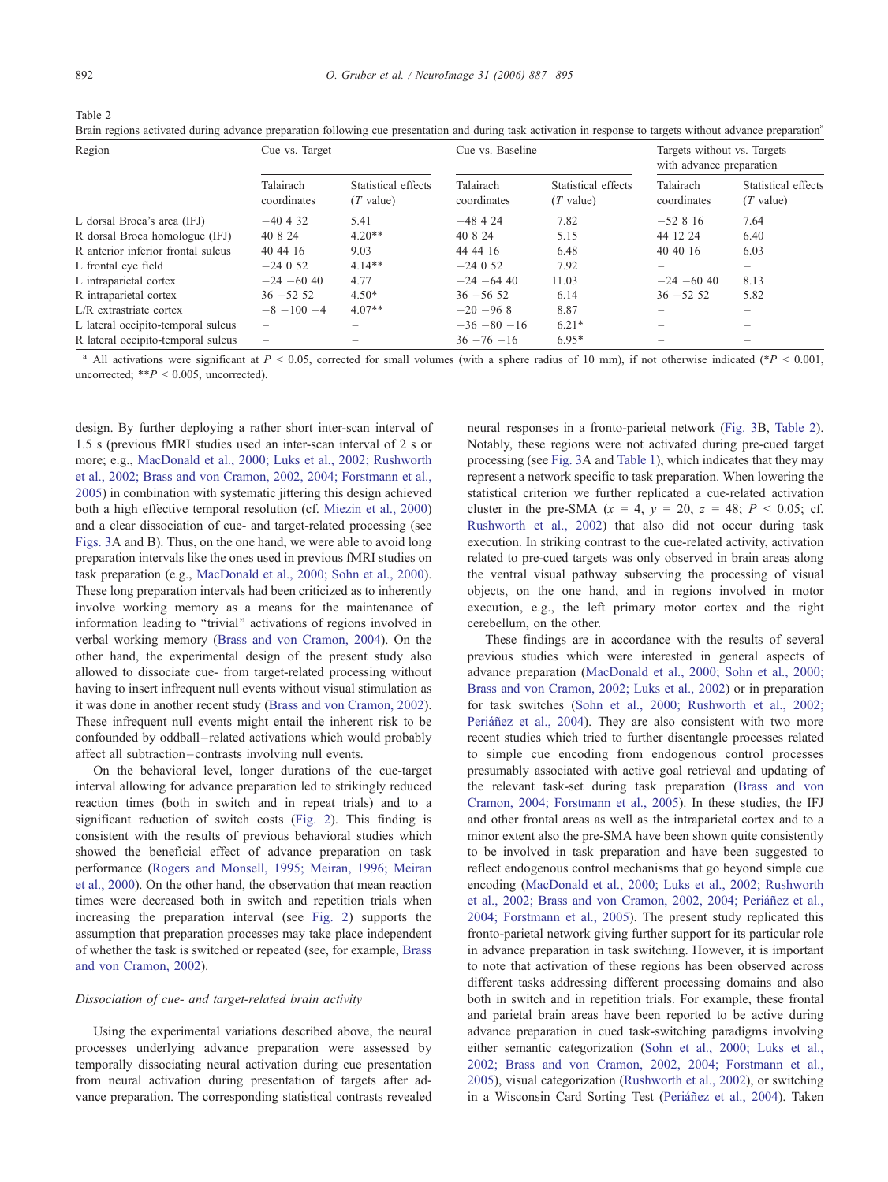Table 2

Brain regions activated during advance preparation following cue presentation and during task activation in response to targets without advance preparation[a]

| Region | Cue vs. Target | | Cue vs. Baseline | | Targets without vs. Targets with advance preparation | |
|---|---|---|---|---|---|---|
| | Talairach coordinates | Statistical effects ($T$ value) | Talairach coordinates | Statistical effects ($T$ value) | Talairach coordinates | Statistical effects ($T$ value) |
| L dorsal Broca's area (IFJ) | −40 4 32 | 5.41 | −48 4 24 | 7.82 | −52 8 16 | 7.64 |
| R dorsal Broca homologue (IFJ) | 40 8 24 | 4.20** | 40 8 24 | 5.15 | 44 12 24 | 6.40 |
| R anterior inferior frontal sulcus | 40 44 16 | 9.03 | 44 44 16 | 6.48 | 40 40 16 | 6.03 |
| L frontal eye field | −24 0 52 | 4.14** | −24 0 52 | 7.92 | – | – |
| L intraparietal cortex | −24 −60 40 | 4.77 | −24 −64 40 | 11.03 | −24 −60 40 | 8.13 |
| R intraparietal cortex | 36 −52 52 | 4.50* | 36 −56 52 | 6.14 | 36 −52 52 | 5.82 |
| L/R extrastriate cortex | −8 −100 −4 | 4.07** | −20 −96 8 | 8.87 | – | – |
| L lateral occipito-temporal sulcus | – | – | −36 −80 −16 | 6.21* | – | – |
| R lateral occipito-temporal sulcus | – | – | 36 −76 −16 | 6.95* | – | – |

[a] All activations were significant at $P < 0.05$, corrected for small volumes (with a sphere radius of 10 mm), if not otherwise indicated (*$P < 0.001$, uncorrected; **$P < 0.005$, uncorrected).

design. By further deploying a rather short inter-scan interval of 1.5 s (previous fMRI studies used an inter-scan interval of 2 s or more; e.g., MacDonald et al., 2000; Luks et al., 2002; Rushworth et al., 2002; Brass and von Cramon, 2002, 2004; Forstmann et al., 2005) in combination with systematic jittering this design achieved both a high effective temporal resolution (cf. Miezin et al., 2000) and a clear dissociation of cue- and target-related processing (see Figs. 3A and B). Thus, on the one hand, we were able to avoid long preparation intervals like the ones used in previous fMRI studies on task preparation (e.g., MacDonald et al., 2000; Sohn et al., 2000). These long preparation intervals had been criticized as to inherently involve working memory as a means for the maintenance of information leading to "trivial" activations of regions involved in verbal working memory (Brass and von Cramon, 2004). On the other hand, the experimental design of the present study also allowed to dissociate cue- from target-related processing without having to insert infrequent null events without visual stimulation as it was done in another recent study (Brass and von Cramon, 2002). These infrequent null events might entail the inherent risk to be confounded by oddball–related activations which would probably affect all subtraction–contrasts involving null events.

On the behavioral level, longer durations of the cue-target interval allowing for advance preparation led to strikingly reduced reaction times (both in switch and in repeat trials) and to a significant reduction of switch costs (Fig. 2). This finding is consistent with the results of previous behavioral studies which showed the beneficial effect of advance preparation on task performance (Rogers and Monsell, 1995; Meiran, 1996; Meiran et al., 2000). On the other hand, the observation that mean reaction times were decreased both in switch and repetition trials when increasing the preparation interval (see Fig. 2) supports the assumption that preparation processes may take place independent of whether the task is switched or repeated (see, for example, Brass and von Cramon, 2002).

### *Dissociation of cue- and target-related brain activity*

Using the experimental variations described above, the neural processes underlying advance preparation were assessed by temporally dissociating neural activation during cue presentation from neural activation during presentation of targets after advance preparation. The corresponding statistical contrasts revealed neural responses in a fronto-parietal network (Fig. 3B, Table 2). Notably, these regions were not activated during pre-cued target processing (see Fig. 3A and Table 1), which indicates that they may represent a network specific to task preparation. When lowering the statistical criterion we further replicated a cue-related activation cluster in the pre-SMA ($x = 4$, $y = 20$, $z = 48$; $P < 0.05$; cf. Rushworth et al., 2002) that also did not occur during task execution. In striking contrast to the cue-related activity, activation related to pre-cued targets was only observed in brain areas along the ventral visual pathway subserving the processing of visual objects, on the one hand, and in regions involved in motor execution, e.g., the left primary motor cortex and the right cerebellum, on the other.

These findings are in accordance with the results of several previous studies which were interested in general aspects of advance preparation (MacDonald et al., 2000; Sohn et al., 2000; Brass and von Cramon, 2002; Luks et al., 2002) or in preparation for task switches (Sohn et al., 2000; Rushworth et al., 2002; Periáñez et al., 2004). They are also consistent with two more recent studies which tried to further disentangle processes related to simple cue encoding from endogenous control processes presumably associated with active goal retrieval and updating of the relevant task-set during task preparation (Brass and von Cramon, 2004; Forstmann et al., 2005). In these studies, the IFJ and other frontal areas as well as the intraparietal cortex and to a minor extent also the pre-SMA have been shown quite consistently to be involved in task preparation and have been suggested to reflect endogenous control mechanisms that go beyond simple cue encoding (MacDonald et al., 2000; Luks et al., 2002; Rushworth et al., 2002; Brass and von Cramon, 2002, 2004; Periáñez et al., 2004; Forstmann et al., 2005). The present study replicated this fronto-parietal network giving further support for its particular role in advance preparation in task switching. However, it is important to note that activation of these regions has been observed across different tasks addressing different processing domains and also both in switch and in repetition trials. For example, these frontal and parietal brain areas have been reported to be active during advance preparation in cued task-switching paradigms involving either semantic categorization (Sohn et al., 2000; Luks et al., 2002; Brass and von Cramon, 2002, 2004; Forstmann et al., 2005), visual categorization (Rushworth et al., 2002), or switching in a Wisconsin Card Sorting Test (Periáñez et al., 2004). Taken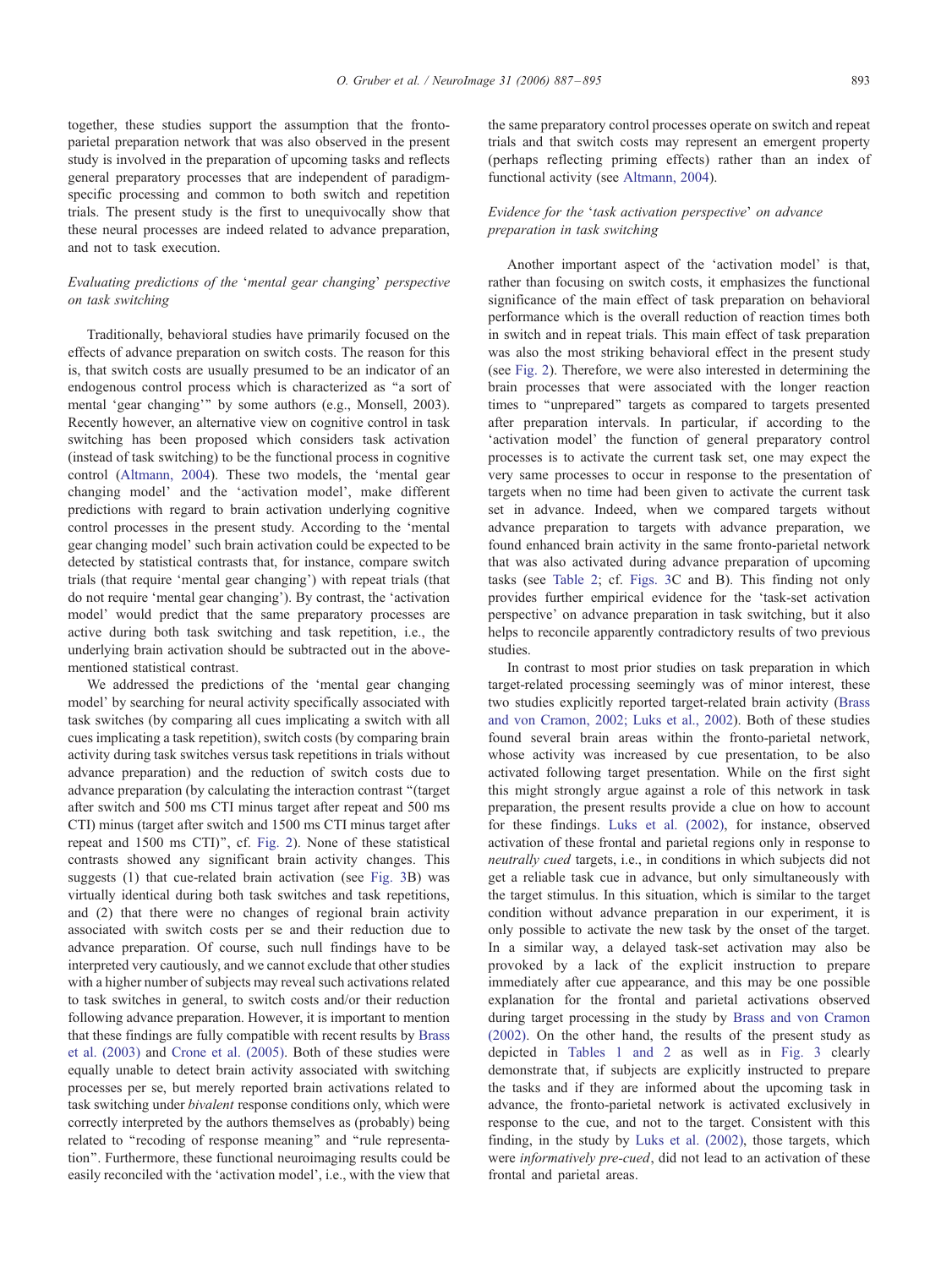together, these studies support the assumption that the fronto-parietal preparation network that was also observed in the present study is involved in the preparation of upcoming tasks and reflects general preparatory processes that are independent of paradigm-specific processing and common to both switch and repetition trials. The present study is the first to unequivocally show that these neural processes are indeed related to advance preparation, and not to task execution.

### *Evaluating predictions of the 'mental gear changing' perspective on task switching*

Traditionally, behavioral studies have primarily focused on the effects of advance preparation on switch costs. The reason for this is, that switch costs are usually presumed to be an indicator of an endogenous control process which is characterized as "a sort of mental 'gear changing'" by some authors (e.g., Monsell, 2003). Recently however, an alternative view on cognitive control in task switching has been proposed which considers task activation (instead of task switching) to be the functional process in cognitive control (Altmann, 2004). These two models, the 'mental gear changing model' and the 'activation model', make different predictions with regard to brain activation underlying cognitive control processes in the present study. According to the 'mental gear changing model' such brain activation could be expected to be detected by statistical contrasts that, for instance, compare switch trials (that require 'mental gear changing') with repeat trials (that do not require 'mental gear changing'). By contrast, the 'activation model' would predict that the same preparatory processes are active during both task switching and task repetition, i.e., the underlying brain activation should be subtracted out in the above-mentioned statistical contrast.

We addressed the predictions of the 'mental gear changing model' by searching for neural activity specifically associated with task switches (by comparing all cues implicating a switch with all cues implicating a task repetition), switch costs (by comparing brain activity during task switches versus task repetitions in trials without advance preparation) and the reduction of switch costs due to advance preparation (by calculating the interaction contrast "(target after switch and 500 ms CTI minus target after repeat and 500 ms CTI) minus (target after switch and 1500 ms CTI minus target after repeat and 1500 ms CTI)", cf. Fig. 2). None of these statistical contrasts showed any significant brain activity changes. This suggests (1) that cue-related brain activation (see Fig. 3B) was virtually identical during both task switches and task repetitions, and (2) that there were no changes of regional brain activity associated with switch costs per se and their reduction due to advance preparation. Of course, such null findings have to be interpreted very cautiously, and we cannot exclude that other studies with a higher number of subjects may reveal such activations related to task switches in general, to switch costs and/or their reduction following advance preparation. However, it is important to mention that these findings are fully compatible with recent results by Brass et al. (2003) and Crone et al. (2005). Both of these studies were equally unable to detect brain activity associated with switching processes per se, but merely reported brain activations related to task switching under *bivalent* response conditions only, which were correctly interpreted by the authors themselves as (probably) being related to "recoding of response meaning" and "rule representation". Furthermore, these functional neuroimaging results could be easily reconciled with the 'activation model', i.e., with the view that the same preparatory control processes operate on switch and repeat trials and that switch costs may represent an emergent property (perhaps reflecting priming effects) rather than an index of functional activity (see Altmann, 2004).

### *Evidence for the 'task activation perspective' on advance preparation in task switching*

Another important aspect of the 'activation model' is that, rather than focusing on switch costs, it emphasizes the functional significance of the main effect of task preparation on behavioral performance which is the overall reduction of reaction times both in switch and in repeat trials. This main effect of task preparation was also the most striking behavioral effect in the present study (see Fig. 2). Therefore, we were also interested in determining the brain processes that were associated with the longer reaction times to "unprepared" targets as compared to targets presented after preparation intervals. In particular, if according to the 'activation model' the function of general preparatory control processes is to activate the current task set, one may expect the very same processes to occur in response to the presentation of targets when no time had been given to activate the current task set in advance. Indeed, when we compared targets without advance preparation to targets with advance preparation, we found enhanced brain activity in the same fronto-parietal network that was also activated during advance preparation of upcoming tasks (see Table 2; cf. Figs. 3C and B). This finding not only provides further empirical evidence for the 'task-set activation perspective' on advance preparation in task switching, but it also helps to reconcile apparently contradictory results of two previous studies.

In contrast to most prior studies on task preparation in which target-related processing seemingly was of minor interest, these two studies explicitly reported target-related brain activity (Brass and von Cramon, 2002; Luks et al., 2002). Both of these studies found several brain areas within the fronto-parietal network, whose activity was increased by cue presentation, to be also activated following target presentation. While on the first sight this might strongly argue against a role of this network in task preparation, the present results provide a clue on how to account for these findings. Luks et al. (2002), for instance, observed activation of these frontal and parietal regions only in response to *neutrally cued* targets, i.e., in conditions in which subjects did not get a reliable task cue in advance, but only simultaneously with the target stimulus. In this situation, which is similar to the target condition without advance preparation in our experiment, it is only possible to activate the new task by the onset of the target. In a similar way, a delayed task-set activation may also be provoked by a lack of the explicit instruction to prepare immediately after cue appearance, and this may be one possible explanation for the frontal and parietal activations observed during target processing in the study by Brass and von Cramon (2002). On the other hand, the results of the present study as depicted in Tables 1 and 2 as well as in Fig. 3 clearly demonstrate that, if subjects are explicitly instructed to prepare the tasks and if they are informed about the upcoming task in advance, the fronto-parietal network is activated exclusively in response to the cue, and not to the target. Consistent with this finding, in the study by Luks et al. (2002), those targets, which were *informatively pre-cued*, did not lead to an activation of these frontal and parietal areas.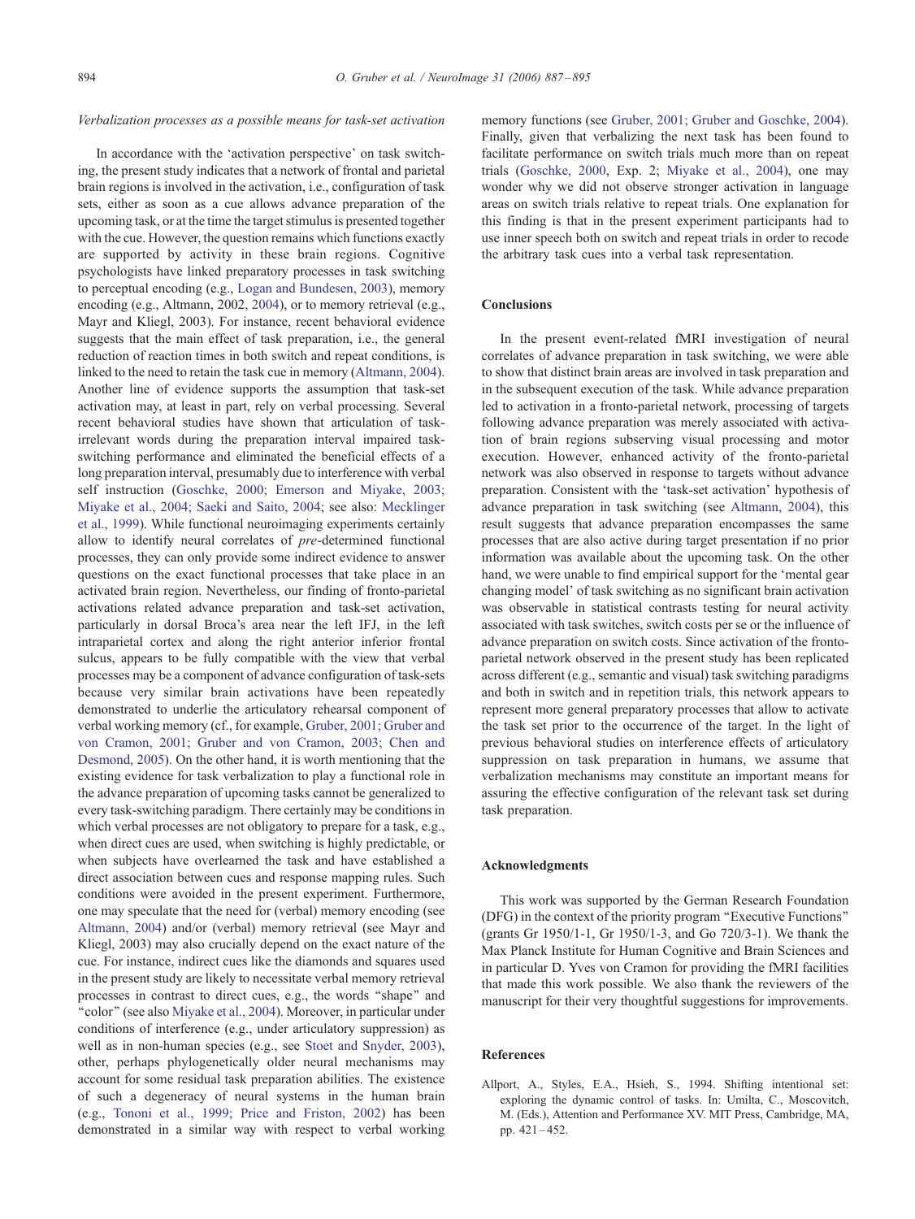*Verbalization processes as a possible means for task-set activation*

In accordance with the 'activation perspective' on task switching, the present study indicates that a network of frontal and parietal brain regions is involved in the activation, i.e., configuration of task sets, either as soon as a cue allows advance preparation of the upcoming task, or at the time the target stimulus is presented together with the cue. However, the question remains which functions exactly are supported by activity in these brain regions. Cognitive psychologists have linked preparatory processes in task switching to perceptual encoding (e.g., Logan and Bundesen, 2003), memory encoding (e.g., Altmann, 2002, 2004), or to memory retrieval (e.g., Mayr and Kliegl, 2003). For instance, recent behavioral evidence suggests that the main effect of task preparation, i.e., the general reduction of reaction times in both switch and repeat conditions, is linked to the need to retain the task cue in memory (Altmann, 2004). Another line of evidence supports the assumption that task-set activation may, at least in part, rely on verbal processing. Several recent behavioral studies have shown that articulation of task-irrelevant words during the preparation interval impaired task-switching performance and eliminated the beneficial effects of a long preparation interval, presumably due to interference with verbal self instruction (Goschke, 2000; Emerson and Miyake, 2003; Miyake et al., 2004; Saeki and Saito, 2004; see also: Mecklinger et al., 1999). While functional neuroimaging experiments certainly allow to identify neural correlates of *pre*-determined functional processes, they can only provide some indirect evidence to answer questions on the exact functional processes that take place in an activated brain region. Nevertheless, our finding of fronto-parietal activations related advance preparation and task-set activation, particularly in dorsal Broca's area near the left IFJ, in the left intraparietal cortex and along the right anterior inferior frontal sulcus, appears to be fully compatible with the view that verbal processes may be a component of advance configuration of task-sets because very similar brain activations have been repeatedly demonstrated to underlie the articulatory rehearsal component of verbal working memory (cf., for example, Gruber, 2001; Gruber and von Cramon, 2001; Gruber and von Cramon, 2003; Chen and Desmond, 2005). On the other hand, it is worth mentioning that the existing evidence for task verbalization to play a functional role in the advance preparation of upcoming tasks cannot be generalized to every task-switching paradigm. There certainly may be conditions in which verbal processes are not obligatory to prepare for a task, e.g., when direct cues are used, when switching is highly predictable, or when subjects have overlearned the task and have established a direct association between cues and response mapping rules. Such conditions were avoided in the present experiment. Furthermore, one may speculate that the need for (verbal) memory encoding (see Altmann, 2004) and/or (verbal) memory retrieval (see Mayr and Kliegl, 2003) may also crucially depend on the exact nature of the cue. For instance, indirect cues like the diamonds and squares used in the present study are likely to necessitate verbal memory retrieval processes in contrast to direct cues, e.g., the words "shape" and "color" (see also Miyake et al., 2004). Moreover, in particular under conditions of interference (e.g., under articulatory suppression) as well as in non-human species (e.g., see Stoet and Snyder, 2003), other, perhaps phylogenetically older neural mechanisms may account for some residual task preparation abilities. The existence of such a degeneracy of neural systems in the human brain (e.g., Tononi et al., 1999; Price and Friston, 2002) has been demonstrated in a similar way with respect to verbal working memory functions (see Gruber, 2001; Gruber and Goschke, 2004). Finally, given that verbalizing the next task has been found to facilitate performance on switch trials much more than on repeat trials (Goschke, 2000, Exp. 2; Miyake et al., 2004), one may wonder why we did not observe stronger activation in language areas on switch trials relative to repeat trials. One explanation for this finding is that in the present experiment participants had to use inner speech both on switch and repeat trials in order to recode the arbitrary task cues into a verbal task representation.

## Conclusions

In the present event-related fMRI investigation of neural correlates of advance preparation in task switching, we were able to show that distinct brain areas are involved in task preparation and in the subsequent execution of the task. While advance preparation led to activation in a fronto-parietal network, processing of targets following advance preparation was merely associated with activation of brain regions subserving visual processing and motor execution. However, enhanced activity of the fronto-parietal network was also observed in response to targets without advance preparation. Consistent with the 'task-set activation' hypothesis of advance preparation in task switching (see Altmann, 2004), this result suggests that advance preparation encompasses the same processes that are also active during target presentation if no prior information was available about the upcoming task. On the other hand, we were unable to find empirical support for the 'mental gear changing model' of task switching as no significant brain activation was observable in statistical contrasts testing for neural activity associated with task switches, switch costs per se or the influence of advance preparation on switch costs. Since activation of the fronto-parietal network observed in the present study has been replicated across different (e.g., semantic and visual) task switching paradigms and both in switch and in repetition trials, this network appears to represent more general preparatory processes that allow to activate the task set prior to the occurrence of the target. In the light of previous behavioral studies on interference effects of articulatory suppression on task preparation in humans, we assume that verbalization mechanisms may constitute an important means for assuring the effective configuration of the relevant task set during task preparation.

## Acknowledgments

This work was supported by the German Research Foundation (DFG) in the context of the priority program "Executive Functions" (grants Gr 1950/1-1, Gr 1950/1-3, and Go 720/3-1). We thank the Max Planck Institute for Human Cognitive and Brain Sciences and in particular D. Yves von Cramon for providing the fMRI facilities that made this work possible. We also thank the reviewers of the manuscript for their very thoughtful suggestions for improvements.

## References

Allport, A., Styles, E.A., Hsieh, S., 1994. Shifting intentional set: exploring the dynamic control of tasks. In: Umilta, C., Moscovitch, M. (Eds.), Attention and Performance XV. MIT Press, Cambridge, MA, pp. 421–452.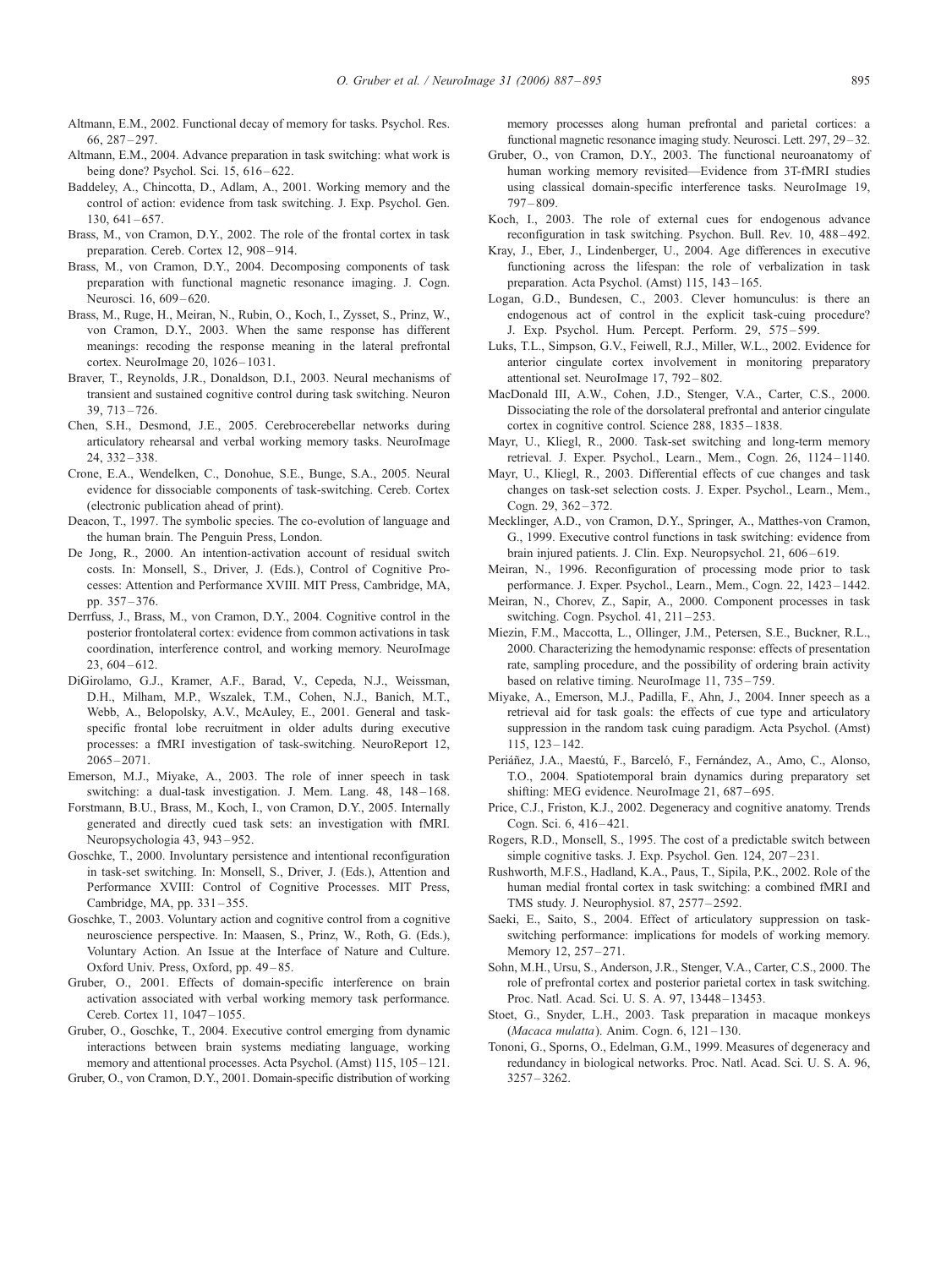Altmann, E.M., 2002. Functional decay of memory for tasks. Psychol. Res. 66, 287–297.

Altmann, E.M., 2004. Advance preparation in task switching: what work is being done? Psychol. Sci. 15, 616–622.

Baddeley, A., Chincotta, D., Adlam, A., 2001. Working memory and the control of action: evidence from task switching. J. Exp. Psychol. Gen. 130, 641–657.

Brass, M., von Cramon, D.Y., 2002. The role of the frontal cortex in task preparation. Cereb. Cortex 12, 908–914.

Brass, M., von Cramon, D.Y., 2004. Decomposing components of task preparation with functional magnetic resonance imaging. J. Cogn. Neurosci. 16, 609–620.

Brass, M., Ruge, H., Meiran, N., Rubin, O., Koch, I., Zysset, S., Prinz, W., von Cramon, D.Y., 2003. When the same response has different meanings: recoding the response meaning in the lateral prefrontal cortex. NeuroImage 20, 1026–1031.

Braver, T., Reynolds, J.R., Donaldson, D.I., 2003. Neural mechanisms of transient and sustained cognitive control during task switching. Neuron 39, 713–726.

Chen, S.H., Desmond, J.E., 2005. Cerebrocerebellar networks during articulatory rehearsal and verbal working memory tasks. NeuroImage 24, 332–338.

Crone, E.A., Wendelken, C., Donohue, S.E., Bunge, S.A., 2005. Neural evidence for dissociable components of task-switching. Cereb. Cortex (electronic publication ahead of print).

Deacon, T., 1997. The symbolic species. The co-evolution of language and the human brain. The Penguin Press, London.

De Jong, R., 2000. An intention-activation account of residual switch costs. In: Monsell, S., Driver, J. (Eds.), Control of Cognitive Processes: Attention and Performance XVIII. MIT Press, Cambridge, MA, pp. 357–376.

Derrfuss, J., Brass, M., von Cramon, D.Y., 2004. Cognitive control in the posterior frontolateral cortex: evidence from common activations in task coordination, interference control, and working memory. NeuroImage 23, 604–612.

DiGirolamo, G.J., Kramer, A.F., Barad, V., Cepeda, N.J., Weissman, D.H., Milham, M.P., Wszalek, T.M., Cohen, N.J., Banich, M.T., Webb, A., Belopolsky, A.V., McAuley, E., 2001. General and task-specific frontal lobe recruitment in older adults during executive processes: a fMRI investigation of task-switching. NeuroReport 12, 2065–2071.

Emerson, M.J., Miyake, A., 2003. The role of inner speech in task switching: a dual-task investigation. J. Mem. Lang. 48, 148–168.

Forstmann, B.U., Brass, M., Koch, I., von Cramon, D.Y., 2005. Internally generated and directly cued task sets: an investigation with fMRI. Neuropsychologia 43, 943–952.

Goschke, T., 2000. Involuntary persistence and intentional reconfiguration in task-set switching. In: Monsell, S., Driver, J. (Eds.), Attention and Performance XVIII: Control of Cognitive Processes. MIT Press, Cambridge, MA, pp. 331–355.

Goschke, T., 2003. Voluntary action and cognitive control from a cognitive neuroscience perspective. In: Maasen, S., Prinz, W., Roth, G. (Eds.), Voluntary Action. An Issue at the Interface of Nature and Culture. Oxford Univ. Press, Oxford, pp. 49–85.

Gruber, O., 2001. Effects of domain-specific interference on brain activation associated with verbal working memory task performance. Cereb. Cortex 11, 1047–1055.

Gruber, O., Goschke, T., 2004. Executive control emerging from dynamic interactions between brain systems mediating language, working memory and attentional processes. Acta Psychol. (Amst) 115, 105–121.

Gruber, O., von Cramon, D.Y., 2001. Domain-specific distribution of working memory processes along human prefrontal and parietal cortices: a functional magnetic resonance imaging study. Neurosci. Lett. 297, 29–32.

Gruber, O., von Cramon, D.Y., 2003. The functional neuroanatomy of human working memory revisited—Evidence from 3T-fMRI studies using classical domain-specific interference tasks. NeuroImage 19, 797–809.

Koch, I., 2003. The role of external cues for endogenous advance reconfiguration in task switching. Psychon. Bull. Rev. 10, 488–492.

Kray, J., Eber, J., Lindenberger, U., 2004. Age differences in executive functioning across the lifespan: the role of verbalization in task preparation. Acta Psychol. (Amst) 115, 143–165.

Logan, G.D., Bundesen, C., 2003. Clever homunculus: is there an endogenous act of control in the explicit task-cuing procedure? J. Exp. Psychol. Hum. Percept. Perform. 29, 575–599.

Luks, T.L., Simpson, G.V., Feiwell, R.J., Miller, W.L., 2002. Evidence for anterior cingulate cortex involvement in monitoring preparatory attentional set. NeuroImage 17, 792–802.

MacDonald III, A.W., Cohen, J.D., Stenger, V.A., Carter, C.S., 2000. Dissociating the role of the dorsolateral prefrontal and anterior cingulate cortex in cognitive control. Science 288, 1835–1838.

Mayr, U., Kliegl, R., 2000. Task-set switching and long-term memory retrieval. J. Exper. Psychol., Learn., Mem., Cogn. 26, 1124–1140.

Mayr, U., Kliegl, R., 2003. Differential effects of cue changes and task changes on task-set selection costs. J. Exper. Psychol., Learn., Mem., Cogn. 29, 362–372.

Mecklinger, A.D., von Cramon, D.Y., Springer, A., Matthes-von Cramon, G., 1999. Executive control functions in task switching: evidence from brain injured patients. J. Clin. Exp. Neuropsychol. 21, 606–619.

Meiran, N., 1996. Reconfiguration of processing mode prior to task performance. J. Exper. Psychol., Learn., Mem., Cogn. 22, 1423–1442.

Meiran, N., Chorev, Z., Sapir, A., 2000. Component processes in task switching. Cogn. Psychol. 41, 211–253.

Miezin, F.M., Maccotta, L., Ollinger, J.M., Petersen, S.E., Buckner, R.L., 2000. Characterizing the hemodynamic response: effects of presentation rate, sampling procedure, and the possibility of ordering brain activity based on relative timing. NeuroImage 11, 735–759.

Miyake, A., Emerson, M.J., Padilla, F., Ahn, J., 2004. Inner speech as a retrieval aid for task goals: the effects of cue type and articulatory suppression in the random task cuing paradigm. Acta Psychol. (Amst) 115, 123–142.

Periáñez, J.A., Maestú, F., Barceló, F., Fernández, A., Amo, C., Alonso, T.O., 2004. Spatiotemporal brain dynamics during preparatory set shifting: MEG evidence. NeuroImage 21, 687–695.

Price, C.J., Friston, K.J., 2002. Degeneracy and cognitive anatomy. Trends Cogn. Sci. 6, 416–421.

Rogers, R.D., Monsell, S., 1995. The cost of a predictable switch between simple cognitive tasks. J. Exp. Psychol. Gen. 124, 207–231.

Rushworth, M.F.S., Hadland, K.A., Paus, T., Sipila, P.K., 2002. Role of the human medial frontal cortex in task switching: a combined fMRI and TMS study. J. Neurophysiol. 87, 2577–2592.

Saeki, E., Saito, S., 2004. Effect of articulatory suppression on task-switching performance: implications for models of working memory. Memory 12, 257–271.

Sohn, M.H., Ursu, S., Anderson, J.R., Stenger, V.A., Carter, C.S., 2000. The role of prefrontal cortex and posterior parietal cortex in task switching. Proc. Natl. Acad. Sci. U. S. A. 97, 13448–13453.

Stoet, G., Snyder, L.H., 2003. Task preparation in macaque monkeys (*Macaca mulatta*). Anim. Cogn. 6, 121–130.

Tononi, G., Sporns, O., Edelman, G.M., 1999. Measures of degeneracy and redundancy in biological networks. Proc. Natl. Acad. Sci. U. S. A. 96, 3257–3262.